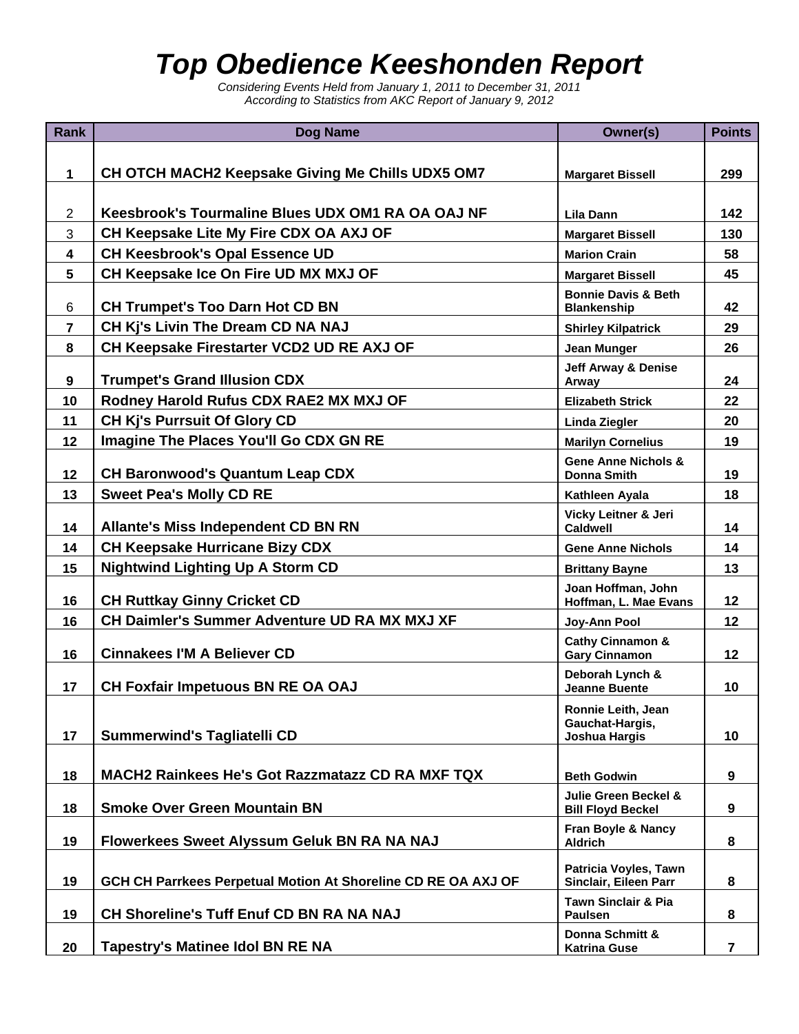# Top Obedience Keeshonden Report

*Considering Events Held from January 1, 2011 to December 31, 2011*
*According to Statistics from AKC Report of January 9, 2012*

| Rank | Dog Name | Owner(s) | Points |
|---|---|---|---|
| 1 | CH OTCH MACH2 Keepsake Giving Me Chills UDX5 OM7 | Margaret Bissell | 299 |
| 2 | Keesbrook's Tourmaline Blues UDX OM1 RA OA OAJ NF | Lila Dann | 142 |
| 3 | CH Keepsake Lite My Fire CDX OA AXJ OF | Margaret Bissell | 130 |
| 4 | CH Keesbrook's Opal Essence UD | Marion Crain | 58 |
| 5 | CH Keepsake Ice On Fire UD MX MXJ OF | Margaret Bissell | 45 |
| 6 | CH Trumpet's Too Darn Hot CD BN | Bonnie Davis & Beth Blankenship | 42 |
| 7 | CH Kj's Livin The Dream CD NA NAJ | Shirley Kilpatrick | 29 |
| 8 | CH Keepsake Firestarter VCD2 UD RE AXJ OF | Jean Munger | 26 |
| 9 | Trumpet's Grand Illusion CDX | Jeff Arway & Denise Arway | 24 |
| 10 | Rodney Harold Rufus CDX RAE2 MX MXJ OF | Elizabeth Strick | 22 |
| 11 | CH Kj's Purrsuit Of Glory CD | Linda Ziegler | 20 |
| 12 | Imagine The Places You'll Go CDX GN RE | Marilyn Cornelius | 19 |
| 12 | CH Baronwood's Quantum Leap CDX | Gene Anne Nichols & Donna Smith | 19 |
| 13 | Sweet Pea's Molly CD RE | Kathleen Ayala | 18 |
| 14 | Allante's Miss Independent CD BN RN | Vicky Leitner & Jeri Caldwell | 14 |
| 14 | CH Keepsake Hurricane Bizy CDX | Gene Anne Nichols | 14 |
| 15 | Nightwind Lighting Up A Storm CD | Brittany Bayne | 13 |
| 16 | CH Ruttkay Ginny Cricket CD | Joan Hoffman, John Hoffman, L. Mae Evans | 12 |
| 16 | CH Daimler's Summer Adventure UD RA MX MXJ XF | Joy-Ann Pool | 12 |
| 16 | Cinnakees I'M A Believer CD | Cathy Cinnamon & Gary Cinnamon | 12 |
| 17 | CH Foxfair Impetuous BN RE OA OAJ | Deborah Lynch & Jeanne Buente | 10 |
| 17 | Summerwind's Tagliatelli CD | Ronnie Leith, Jean Gauchat-Hargis, Joshua Hargis | 10 |
| 18 | MACH2 Rainkees He's Got Razzmatazz CD RA MXF TQX | Beth Godwin | 9 |
| 18 | Smoke Over Green Mountain BN | Julie Green Beckel & Bill Floyd Beckel | 9 |
| 19 | Flowerkees Sweet Alyssum Geluk BN RA NA NAJ | Fran Boyle & Nancy Aldrich | 8 |
| 19 | GCH CH Parrkees Perpetual Motion At Shoreline CD RE OA AXJ OF | Patricia Voyles, Tawn Sinclair, Eileen Parr | 8 |
| 19 | CH Shoreline's Tuff Enuf CD BN RA NA NAJ | Tawn Sinclair & Pia Paulsen | 8 |
| 20 | Tapestry's Matinee Idol BN RE NA | Donna Schmitt & Katrina Guse | 7 |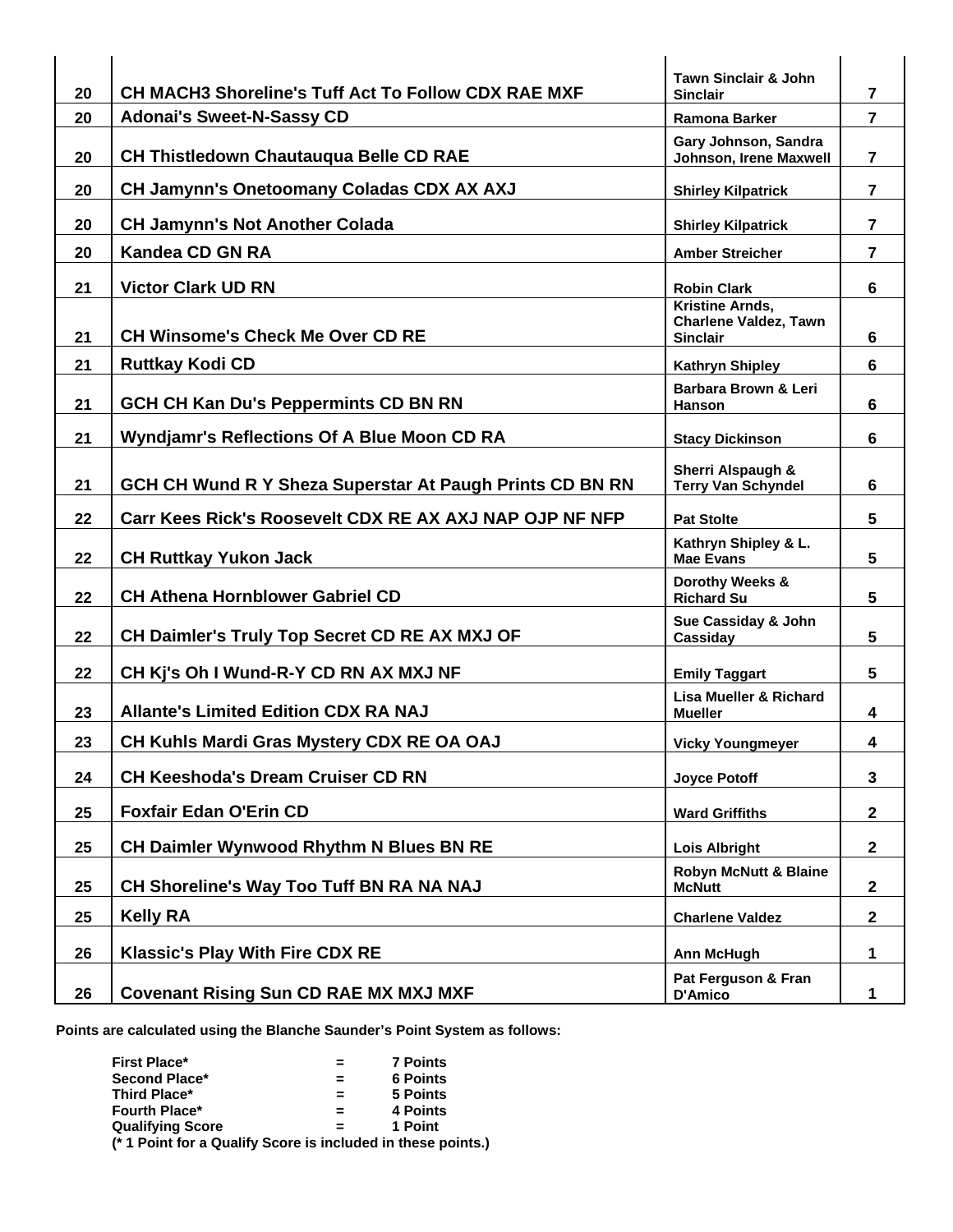| | | | |
|---|---|---|---|
| 20 | CH MACH3 Shoreline's Tuff Act To Follow CDX RAE MXF | Tawn Sinclair & John Sinclair | 7 |
| 20 | Adonai's Sweet-N-Sassy CD | Ramona Barker | 7 |
| 20 | CH Thistledown Chautauqua Belle CD RAE | Gary Johnson, Sandra Johnson, Irene Maxwell | 7 |
| 20 | CH Jamynn's Onetoomany Coladas CDX AX AXJ | Shirley Kilpatrick | 7 |
| 20 | CH Jamynn's Not Another Colada | Shirley Kilpatrick | 7 |
| 20 | Kandea CD GN RA | Amber Streicher | 7 |
| 21 | Victor Clark UD RN | Robin Clark | 6 |
| 21 | CH Winsome's Check Me Over CD RE | Kristine Arnds, Charlene Valdez, Tawn Sinclair | 6 |
| 21 | Ruttkay Kodi CD | Kathryn Shipley | 6 |
| 21 | GCH CH Kan Du's Peppermints CD BN RN | Barbara Brown & Leri Hanson | 6 |
| 21 | Wyndjamr's Reflections Of A Blue Moon CD RA | Stacy Dickinson | 6 |
| 21 | GCH CH Wund R Y Sheza Superstar At Paugh Prints CD BN RN | Sherri Alspaugh & Terry Van Schyndel | 6 |
| 22 | Carr Kees Rick's Roosevelt CDX RE AX AXJ NAP OJP NF NFP | Pat Stolte | 5 |
| 22 | CH Ruttkay Yukon Jack | Kathryn Shipley & L. Mae Evans | 5 |
| 22 | CH Athena Hornblower Gabriel CD | Dorothy Weeks & Richard Su | 5 |
| 22 | CH Daimler's Truly Top Secret CD RE AX MXJ OF | Sue Cassiday & John Cassiday | 5 |
| 22 | CH Kj's Oh I Wund-R-Y CD RN AX MXJ NF | Emily Taggart | 5 |
| 23 | Allante's Limited Edition CDX RA NAJ | Lisa Mueller & Richard Mueller | 4 |
| 23 | CH Kuhls Mardi Gras Mystery CDX RE OA OAJ | Vicky Youngmeyer | 4 |
| 24 | CH Keeshoda's Dream Cruiser CD RN | Joyce Potoff | 3 |
| 25 | Foxfair Edan O'Erin CD | Ward Griffiths | 2 |
| 25 | CH Daimler Wynwood Rhythm N Blues BN RE | Lois Albright | 2 |
| 25 | CH Shoreline's Way Too Tuff BN RA NA NAJ | Robyn McNutt & Blaine McNutt | 2 |
| 25 | Kelly RA | Charlene Valdez | 2 |
| 26 | Klassic's Play With Fire CDX RE | Ann McHugh | 1 |
| 26 | Covenant Rising Sun CD RAE MX MXJ MXF | Pat Ferguson & Fran D'Amico | 1 |

**Points are calculated using the Blanche Saunder's Point System as follows:**

| | | |
|---|---|---|
| First Place* | = | 7 Points |
| Second Place* | = | 6 Points |
| Third Place* | = | 5 Points |
| Fourth Place* | = | 4 Points |
| Qualifying Score | = | 1 Point |

**(* 1 Point for a Qualify Score is included in these points.)**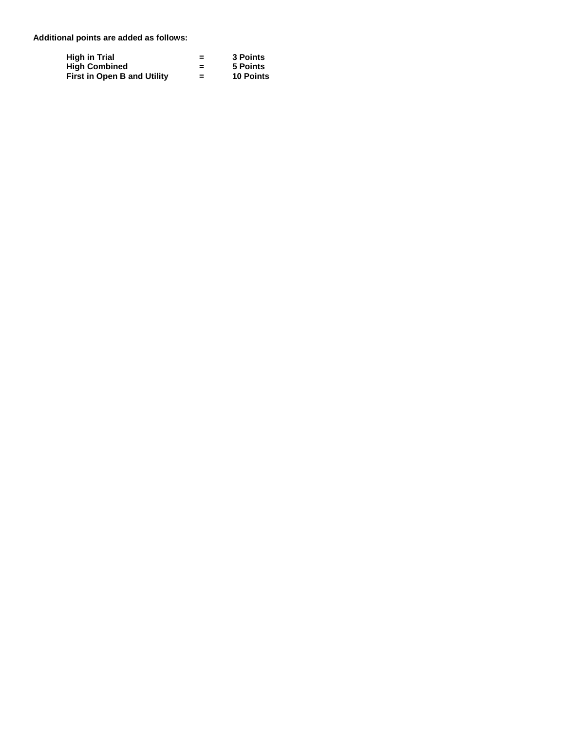**Additional points are added as follows:**

| | | |
|---|---|---|
| **High in Trial** | **=** | **3 Points** |
| **High Combined** | **=** | **5 Points** |
| **First in Open B and Utility** | **=** | **10 Points** |